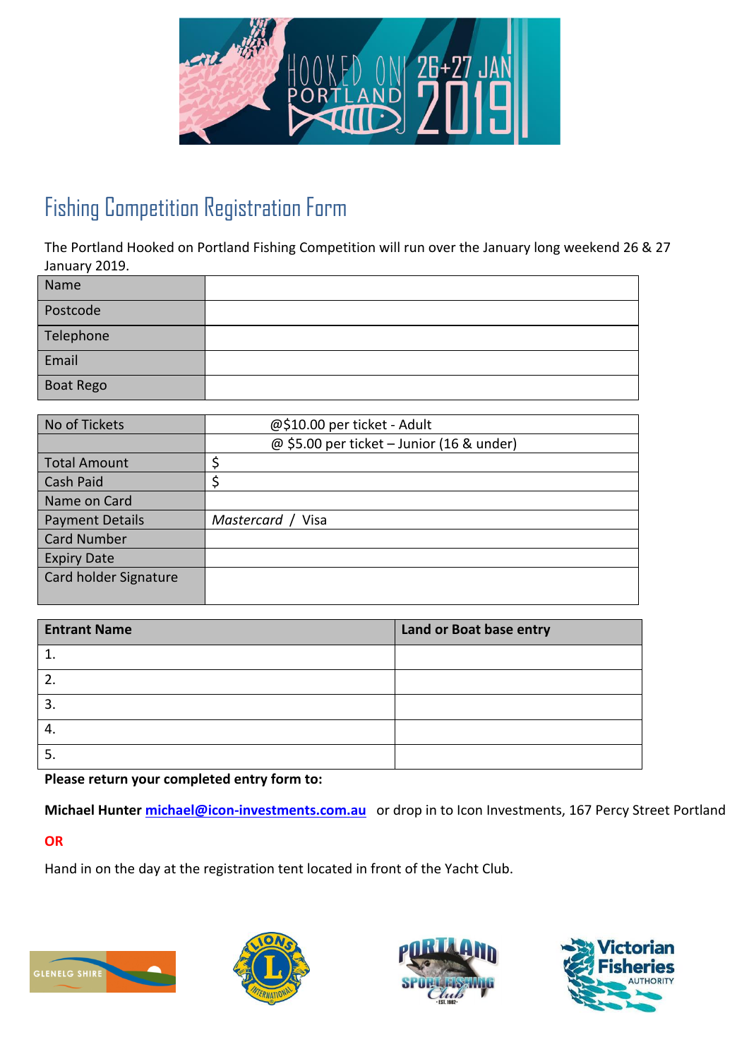# Fishing Competition Registration Form

The Portland Hooked on Portland Fishing Competition will run over the January long weekend 26 & 27 January 2019.

| Name | |
|---|---|
| Postcode | |
| Telephone | |
| Email | |
| Boat Rego | |

| No of Tickets | @$10.00 per ticket - Adult |
|---|---|
| | @ $5.00 per ticket – Junior (16 & under) |
| Total Amount | $ |
| Cash Paid | $ |
| Name on Card | |
| Payment Details | *Mastercard* / Visa |
| Card Number | |
| Expiry Date | |
| Card holder Signature | |

| **Entrant Name** | **Land or Boat base entry** |
|---|---|
| 1. | |
| 2. | |
| 3. | |
| 4. | |
| 5. | |

**Please return your completed entry form to:**

**Michael Hunter** michael@icon-investments.com.au or drop in to Icon Investments, 167 Percy Street Portland

**OR**

Hand in on the day at the registration tent located in front of the Yacht Club.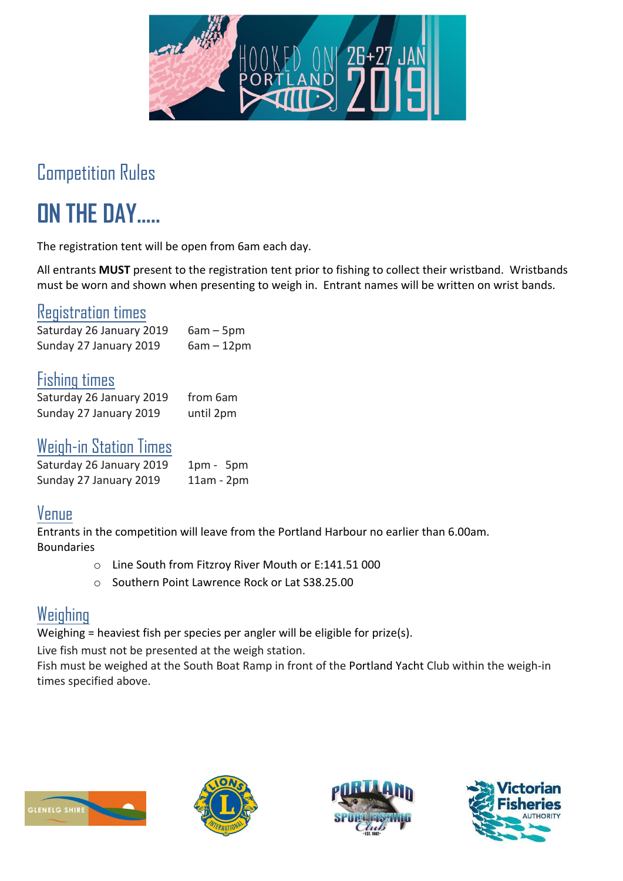# Competition Rules

## ON THE DAY.....

The registration tent will be open from 6am each day.

All entrants **MUST** present to the registration tent prior to fishing to collect their wristband. Wristbands must be worn and shown when presenting to weigh in. Entrant names will be written on wrist bands.

### Registration times

| | |
|---|---|
| Saturday 26 January 2019 | 6am – 5pm |
| Sunday 27 January 2019 | 6am – 12pm |

### Fishing times

| | |
|---|---|
| Saturday 26 January 2019 | from 6am |
| Sunday 27 January 2019 | until 2pm |

### Weigh-in Station Times

| | |
|---|---|
| Saturday 26 January 2019 | 1pm - 5pm |
| Sunday 27 January 2019 | 11am - 2pm |

### Venue

Entrants in the competition will leave from the Portland Harbour no earlier than 6.00am.
Boundaries

- Line South from Fitzroy River Mouth or E:141.51 000
- Southern Point Lawrence Rock or Lat S38.25.00

### Weighing

Weighing = heaviest fish per species per angler will be eligible for prize(s).

Live fish must not be presented at the weigh station.
Fish must be weighed at the South Boat Ramp in front of the Portland Yacht Club within the weigh-in times specified above.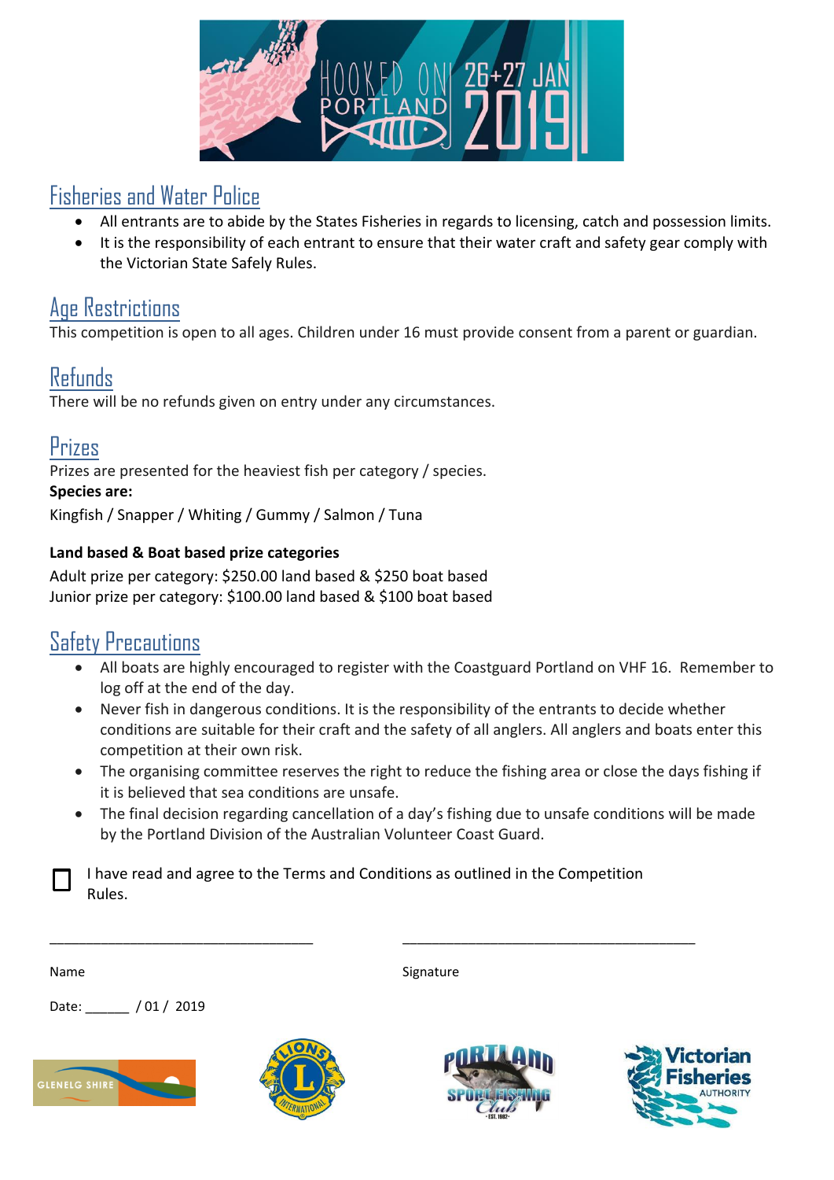## Fisheries and Water Police

- All entrants are to abide by the States Fisheries in regards to licensing, catch and possession limits.
- It is the responsibility of each entrant to ensure that their water craft and safety gear comply with the Victorian State Safely Rules.

## Age Restrictions

This competition is open to all ages. Children under 16 must provide consent from a parent or guardian.

## Refunds

There will be no refunds given on entry under any circumstances.

## Prizes

Prizes are presented for the heaviest fish per category / species.

**Species are:**

Kingfish / Snapper / Whiting / Gummy / Salmon / Tuna

**Land based & Boat based prize categories**

Adult prize per category: $250.00 land based & $250 boat based
Junior prize per category: $100.00 land based & $100 boat based

## Safety Precautions

- All boats are highly encouraged to register with the Coastguard Portland on VHF 16. Remember to log off at the end of the day.
- Never fish in dangerous conditions. It is the responsibility of the entrants to decide whether conditions are suitable for their craft and the safety of all anglers. All anglers and boats enter this competition at their own risk.
- The organising committee reserves the right to reduce the fishing area or close the days fishing if it is believed that sea conditions are unsafe.
- The final decision regarding cancellation of a day's fishing due to unsafe conditions will be made by the Portland Division of the Australian Volunteer Coast Guard.

☐ I have read and agree to the Terms and Conditions as outlined in the Competition Rules.

___________________________________ ______________________________________

Name Signature

Date: ______ / 01 / 2019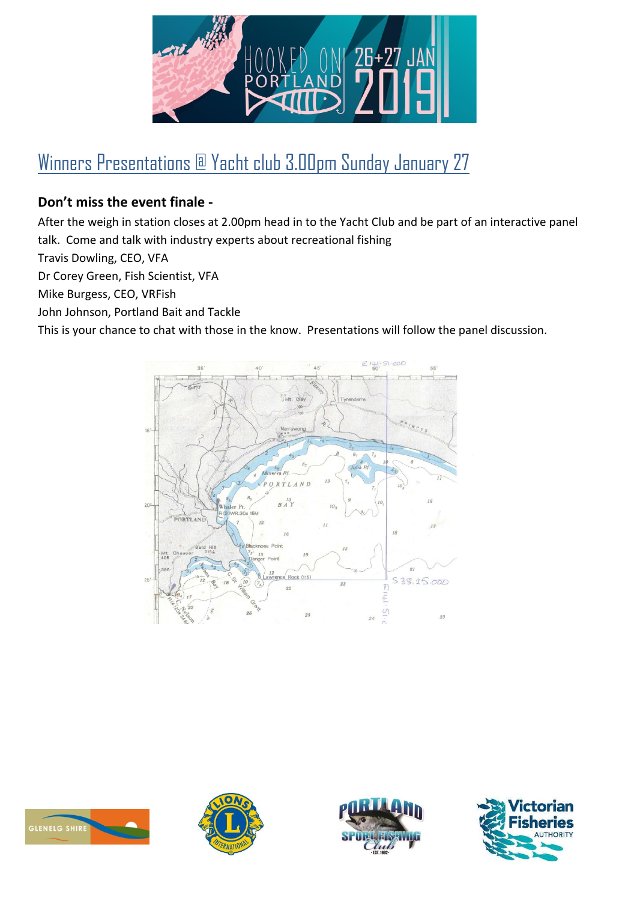## Winners Presentations @ Yacht club 3.00pm Sunday January 27

**Don't miss the event finale -**

After the weigh in station closes at 2.00pm head in to the Yacht Club and be part of an interactive panel talk. Come and talk with industry experts about recreational fishing

Travis Dowling, CEO, VFA

Dr Corey Green, Fish Scientist, VFA

Mike Burgess, CEO, VRFish

John Johnson, Portland Bait and Tackle

This is your chance to chat with those in the know. Presentations will follow the panel discussion.